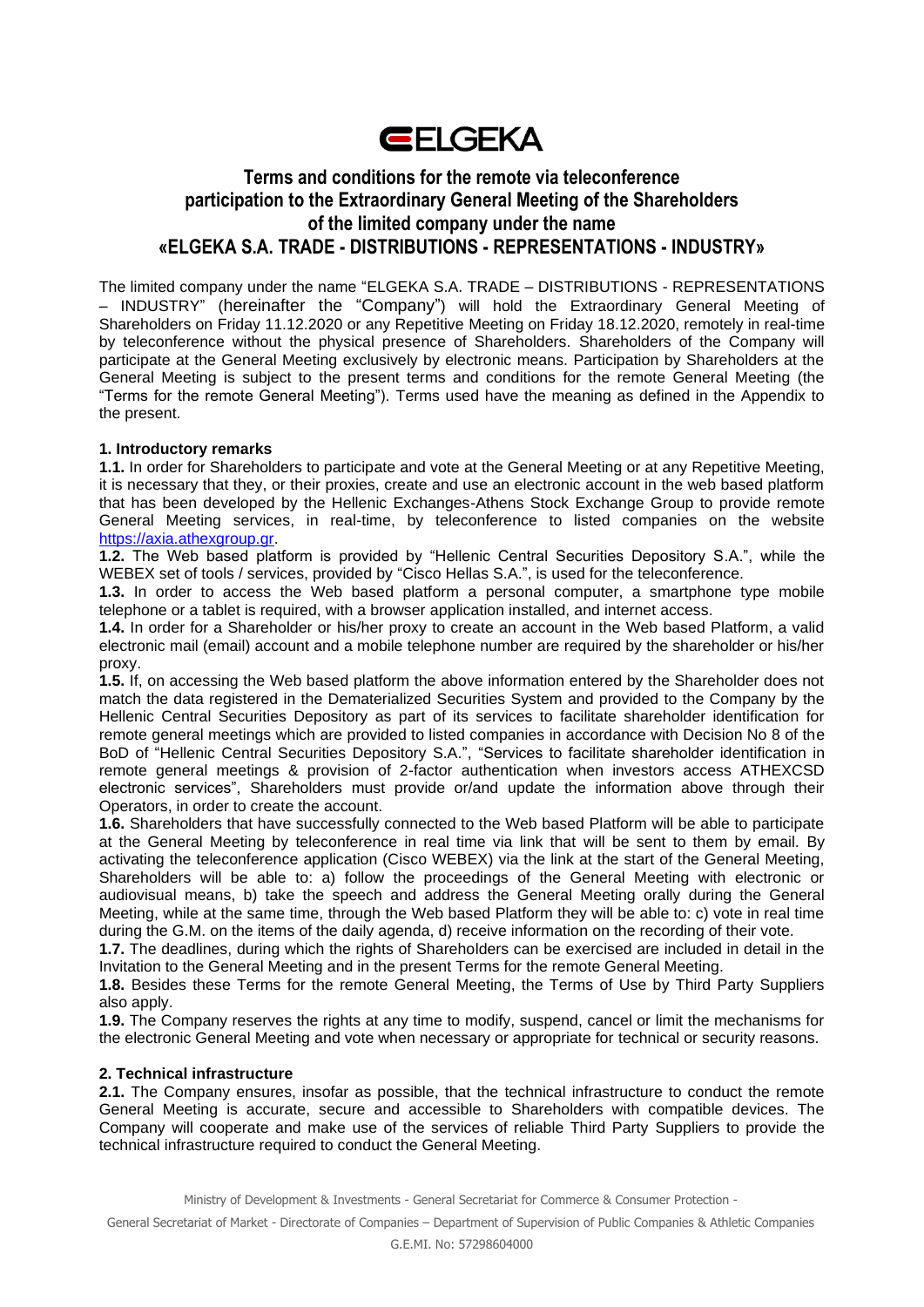# ELGEKA

## Terms and conditions for the remote via teleconference participation to the Extraordinary General Meeting of the Shareholders of the limited company under the name «ELGEKA S.A. TRADE - DISTRIBUTIONS - REPRESENTATIONS - INDUSTRY»

The limited company under the name "ELGEKA S.A. TRADE – DISTRIBUTIONS - REPRESENTATIONS – INDUSTRY" (hereinafter the "Company") will hold the Extraordinary General Meeting of Shareholders on Friday 11.12.2020 or any Repetitive Meeting on Friday 18.12.2020, remotely in real-time by teleconference without the physical presence of Shareholders. Shareholders of the Company will participate at the General Meeting exclusively by electronic means. Participation by Shareholders at the General Meeting is subject to the present terms and conditions for the remote General Meeting (the "Terms for the remote General Meeting"). Terms used have the meaning as defined in the Appendix to the present.

**1. Introductory remarks**

**1.1.** In order for Shareholders to participate and vote at the General Meeting or at any Repetitive Meeting, it is necessary that they, or their proxies, create and use an electronic account in the web based platform that has been developed by the Hellenic Exchanges-Athens Stock Exchange Group to provide remote General Meeting services, in real-time, by teleconference to listed companies on the website https://axia.athexgroup.gr.

**1.2.** The Web based platform is provided by "Hellenic Central Securities Depository S.A.", while the WEBEX set of tools / services, provided by "Cisco Hellas S.A.", is used for the teleconference.

**1.3.** In order to access the Web based platform a personal computer, a smartphone type mobile telephone or a tablet is required, with a browser application installed, and internet access.

**1.4.** In order for a Shareholder or his/her proxy to create an account in the Web based Platform, a valid electronic mail (email) account and a mobile telephone number are required by the shareholder or his/her proxy.

**1.5.** If, on accessing the Web based platform the above information entered by the Shareholder does not match the data registered in the Dematerialized Securities System and provided to the Company by the Hellenic Central Securities Depository as part of its services to facilitate shareholder identification for remote general meetings which are provided to listed companies in accordance with Decision No 8 of the BoD of "Hellenic Central Securities Depository S.A.", "Services to facilitate shareholder identification in remote general meetings & provision of 2-factor authentication when investors access ATHEXCSD electronic services", Shareholders must provide or/and update the information above through their Operators, in order to create the account.

**1.6.** Shareholders that have successfully connected to the Web based Platform will be able to participate at the General Meeting by teleconference in real time via link that will be sent to them by email. By activating the teleconference application (Cisco WEBEX) via the link at the start of the General Meeting, Shareholders will be able to: a) follow the proceedings of the General Meeting with electronic or audiovisual means, b) take the speech and address the General Meeting orally during the General Meeting, while at the same time, through the Web based Platform they will be able to: c) vote in real time during the G.M. on the items of the daily agenda, d) receive information on the recording of their vote.

**1.7.** The deadlines, during which the rights of Shareholders can be exercised are included in detail in the Invitation to the General Meeting and in the present Terms for the remote General Meeting.

**1.8.** Besides these Terms for the remote General Meeting, the Terms of Use by Third Party Suppliers also apply.

**1.9.** The Company reserves the rights at any time to modify, suspend, cancel or limit the mechanisms for the electronic General Meeting and vote when necessary or appropriate for technical or security reasons.

**2. Technical infrastructure**

**2.1.** The Company ensures, insofar as possible, that the technical infrastructure to conduct the remote General Meeting is accurate, secure and accessible to Shareholders with compatible devices. The Company will cooperate and make use of the services of reliable Third Party Suppliers to provide the technical infrastructure required to conduct the General Meeting.

Ministry of Development & Investments - General Secretariat for Commerce & Consumer Protection - General Secretariat of Market - Directorate of Companies – Department of Supervision of Public Companies & Athletic Companies

G.E.MI. No: 57298604000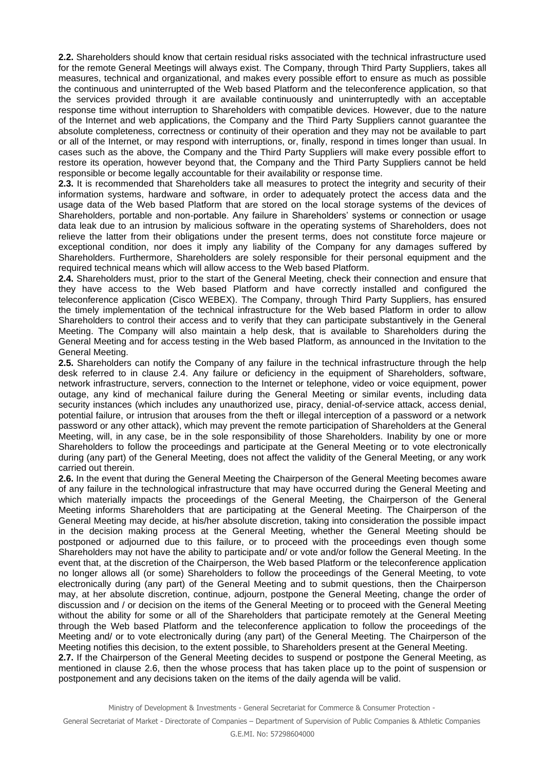**2.2.** Shareholders should know that certain residual risks associated with the technical infrastructure used for the remote General Meetings will always exist. The Company, through Third Party Suppliers, takes all measures, technical and organizational, and makes every possible effort to ensure as much as possible the continuous and uninterrupted of the Web based Platform and the teleconference application, so that the services provided through it are available continuously and uninterruptedly with an acceptable response time without interruption to Shareholders with compatible devices. However, due to the nature of the Internet and web applications, the Company and the Third Party Suppliers cannot guarantee the absolute completeness, correctness or continuity of their operation and they may not be available to part or all of the Internet, or may respond with interruptions, or, finally, respond in times longer than usual. In cases such as the above, the Company and the Third Party Suppliers will make every possible effort to restore its operation, however beyond that, the Company and the Third Party Suppliers cannot be held responsible or become legally accountable for their availability or response time.

**2.3.** It is recommended that Shareholders take all measures to protect the integrity and security of their information systems, hardware and software, in order to adequately protect the access data and the usage data of the Web based Platform that are stored on the local storage systems of the devices of Shareholders, portable and non-portable. Any failure in Shareholders' systems or connection or usage data leak due to an intrusion by malicious software in the operating systems of Shareholders, does not relieve the latter from their obligations under the present terms, does not constitute force majeure or exceptional condition, nor does it imply any liability of the Company for any damages suffered by Shareholders. Furthermore, Shareholders are solely responsible for their personal equipment and the required technical means which will allow access to the Web based Platform.

**2.4.** Shareholders must, prior to the start of the General Meeting, check their connection and ensure that they have access to the Web based Platform and have correctly installed and configured the teleconference application (Cisco WEBEX). The Company, through Third Party Suppliers, has ensured the timely implementation of the technical infrastructure for the Web based Platform in order to allow Shareholders to control their access and to verify that they can participate substantively in the General Meeting. The Company will also maintain a help desk, that is available to Shareholders during the General Meeting and for access testing in the Web based Platform, as announced in the Invitation to the General Meeting.

**2.5.** Shareholders can notify the Company of any failure in the technical infrastructure through the help desk referred to in clause 2.4. Any failure or deficiency in the equipment of Shareholders, software, network infrastructure, servers, connection to the Internet or telephone, video or voice equipment, power outage, any kind of mechanical failure during the General Meeting or similar events, including data security instances (which includes any unauthorized use, piracy, denial-of-service attack, access denial, potential failure, or intrusion that arouses from the theft or illegal interception of a password or a network password or any other attack), which may prevent the remote participation of Shareholders at the General Meeting, will, in any case, be in the sole responsibility of those Shareholders. Inability by one or more Shareholders to follow the proceedings and participate at the General Meeting or to vote electronically during (any part) of the General Meeting, does not affect the validity of the General Meeting, or any work carried out therein.

**2.6.** In the event that during the General Meeting the Chairperson of the General Meeting becomes aware of any failure in the technological infrastructure that may have occurred during the General Meeting and which materially impacts the proceedings of the General Meeting, the Chairperson of the General Meeting informs Shareholders that are participating at the General Meeting. The Chairperson of the General Meeting may decide, at his/her absolute discretion, taking into consideration the possible impact in the decision making process at the General Meeting, whether the General Meeting should be postponed or adjourned due to this failure, or to proceed with the proceedings even though some Shareholders may not have the ability to participate and/ or vote and/or follow the General Meeting. In the event that, at the discretion of the Chairperson, the Web based Platform or the teleconference application no longer allows all (or some) Shareholders to follow the proceedings of the General Meeting, to vote electronically during (any part) of the General Meeting and to submit questions, then the Chairperson may, at her absolute discretion, continue, adjourn, postpone the General Meeting, change the order of discussion and / or decision on the items of the General Meeting or to proceed with the General Meeting without the ability for some or all of the Shareholders that participate remotely at the General Meeting through the Web based Platform and the teleconference application to follow the proceedings of the Meeting and/ or to vote electronically during (any part) of the General Meeting. The Chairperson of the Meeting notifies this decision, to the extent possible, to Shareholders present at the General Meeting.

**2.7.** If the Chairperson of the General Meeting decides to suspend or postpone the General Meeting, as mentioned in clause 2.6, then the whose process that has taken place up to the point of suspension or postponement and any decisions taken on the items of the daily agenda will be valid.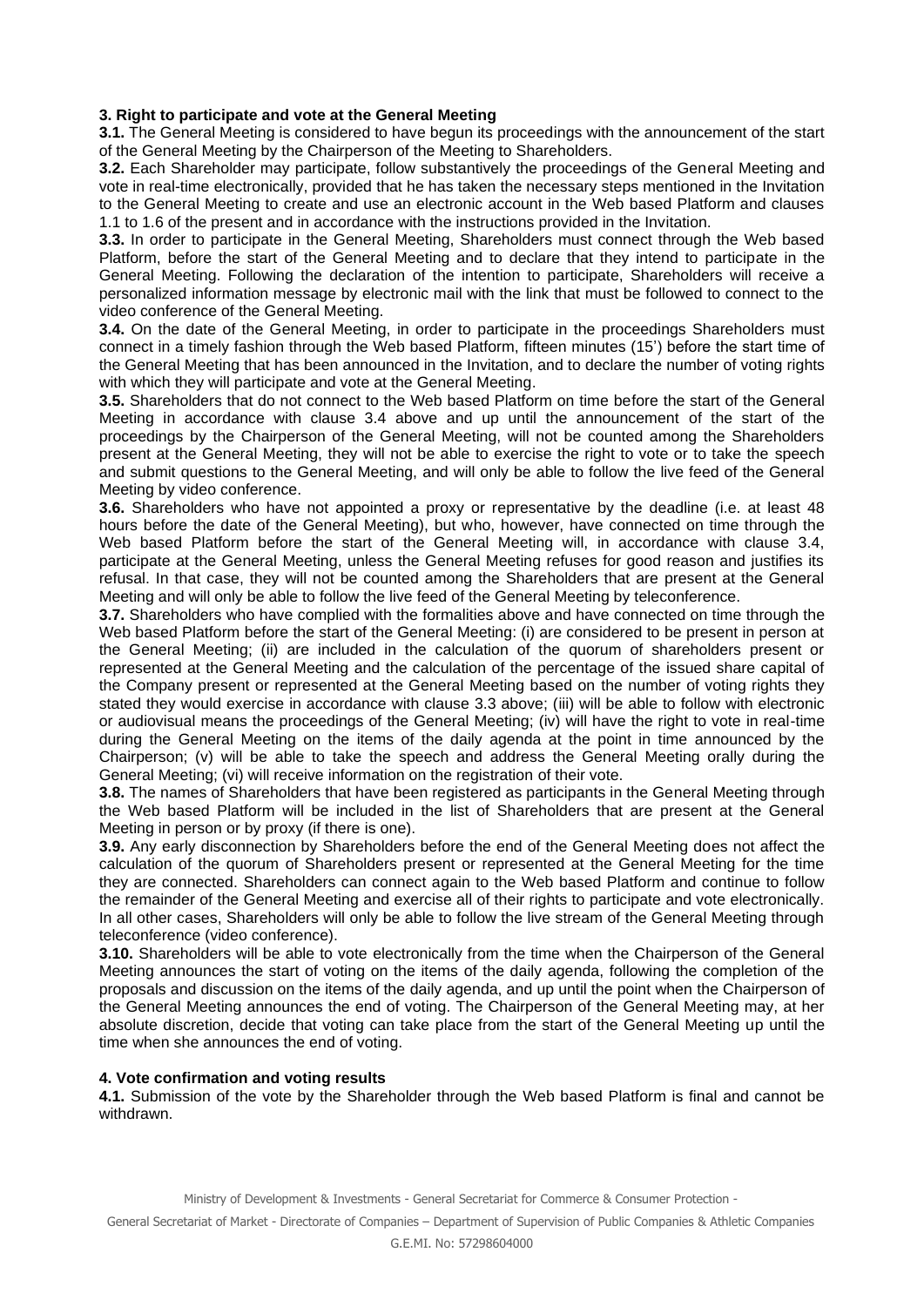### 3. Right to participate and vote at the General Meeting

**3.1.** The General Meeting is considered to have begun its proceedings with the announcement of the start of the General Meeting by the Chairperson of the Meeting to Shareholders.

**3.2.** Each Shareholder may participate, follow substantively the proceedings of the General Meeting and vote in real-time electronically, provided that he has taken the necessary steps mentioned in the Invitation to the General Meeting to create and use an electronic account in the Web based Platform and clauses 1.1 to 1.6 of the present and in accordance with the instructions provided in the Invitation.

**3.3.** In order to participate in the General Meeting, Shareholders must connect through the Web based Platform, before the start of the General Meeting and to declare that they intend to participate in the General Meeting. Following the declaration of the intention to participate, Shareholders will receive a personalized information message by electronic mail with the link that must be followed to connect to the video conference of the General Meeting.

**3.4.** On the date of the General Meeting, in order to participate in the proceedings Shareholders must connect in a timely fashion through the Web based Platform, fifteen minutes (15') before the start time of the General Meeting that has been announced in the Invitation, and to declare the number of voting rights with which they will participate and vote at the General Meeting.

**3.5.** Shareholders that do not connect to the Web based Platform on time before the start of the General Meeting in accordance with clause 3.4 above and up until the announcement of the start of the proceedings by the Chairperson of the General Meeting, will not be counted among the Shareholders present at the General Meeting, they will not be able to exercise the right to vote or to take the speech and submit questions to the General Meeting, and will only be able to follow the live feed of the General Meeting by video conference.

**3.6.** Shareholders who have not appointed a proxy or representative by the deadline (i.e. at least 48 hours before the date of the General Meeting), but who, however, have connected on time through the Web based Platform before the start of the General Meeting will, in accordance with clause 3.4, participate at the General Meeting, unless the General Meeting refuses for good reason and justifies its refusal. In that case, they will not be counted among the Shareholders that are present at the General Meeting and will only be able to follow the live feed of the General Meeting by teleconference.

**3.7.** Shareholders who have complied with the formalities above and have connected on time through the Web based Platform before the start of the General Meeting: (i) are considered to be present in person at the General Meeting; (ii) are included in the calculation of the quorum of shareholders present or represented at the General Meeting and the calculation of the percentage of the issued share capital of the Company present or represented at the General Meeting based on the number of voting rights they stated they would exercise in accordance with clause 3.3 above; (iii) will be able to follow with electronic or audiovisual means the proceedings of the General Meeting; (iv) will have the right to vote in real-time during the General Meeting on the items of the daily agenda at the point in time announced by the Chairperson; (v) will be able to take the speech and address the General Meeting orally during the General Meeting; (vi) will receive information on the registration of their vote.

**3.8.** The names of Shareholders that have been registered as participants in the General Meeting through the Web based Platform will be included in the list of Shareholders that are present at the General Meeting in person or by proxy (if there is one).

**3.9.** Any early disconnection by Shareholders before the end of the General Meeting does not affect the calculation of the quorum of Shareholders present or represented at the General Meeting for the time they are connected. Shareholders can connect again to the Web based Platform and continue to follow the remainder of the General Meeting and exercise all of their rights to participate and vote electronically. In all other cases, Shareholders will only be able to follow the live stream of the General Meeting through teleconference (video conference).

**3.10.** Shareholders will be able to vote electronically from the time when the Chairperson of the General Meeting announces the start of voting on the items of the daily agenda, following the completion of the proposals and discussion on the items of the daily agenda, and up until the point when the Chairperson of the General Meeting announces the end of voting. The Chairperson of the General Meeting may, at her absolute discretion, decide that voting can take place from the start of the General Meeting up until the time when she announces the end of voting.

### 4. Vote confirmation and voting results

**4.1.** Submission of the vote by the Shareholder through the Web based Platform is final and cannot be withdrawn.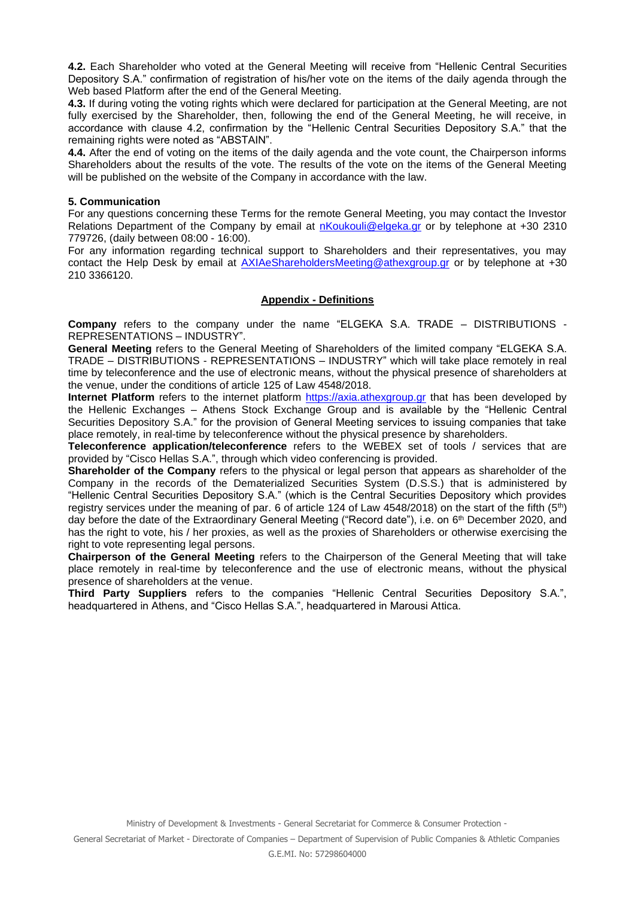**4.2.** Each Shareholder who voted at the General Meeting will receive from "Hellenic Central Securities Depository S.A." confirmation of registration of his/her vote on the items of the daily agenda through the Web based Platform after the end of the General Meeting.

**4.3.** If during voting the voting rights which were declared for participation at the General Meeting, are not fully exercised by the Shareholder, then, following the end of the General Meeting, he will receive, in accordance with clause 4.2, confirmation by the "Hellenic Central Securities Depository S.A." that the remaining rights were noted as "ABSTAIN".

**4.4.** After the end of voting on the items of the daily agenda and the vote count, the Chairperson informs Shareholders about the results of the vote. The results of the vote on the items of the General Meeting will be published on the website of the Company in accordance with the law.

**5. Communication**

For any questions concerning these Terms for the remote General Meeting, you may contact the Investor Relations Department of the Company by email at nKoukouli@elgeka.gr or by telephone at +30 2310 779726, (daily between 08:00 - 16:00).

For any information regarding technical support to Shareholders and their representatives, you may contact the Help Desk by email at AXIAeShareholdersMeeting@athexgroup.gr or by telephone at +30 210 3366120.

## Appendix - Definitions

**Company** refers to the company under the name "ELGEKA S.A. TRADE – DISTRIBUTIONS - REPRESENTATIONS – INDUSTRY".

**General Meeting** refers to the General Meeting of Shareholders of the limited company "ELGEKA S.A. TRADE – DISTRIBUTIONS - REPRESENTATIONS – INDUSTRY" which will take place remotely in real time by teleconference and the use of electronic means, without the physical presence of shareholders at the venue, under the conditions of article 125 of Law 4548/2018.

**Internet Platform** refers to the internet platform https://axia.athexgroup.gr that has been developed by the Hellenic Exchanges – Athens Stock Exchange Group and is available by the "Hellenic Central Securities Depository S.A." for the provision of General Meeting services to issuing companies that take place remotely, in real-time by teleconference without the physical presence by shareholders.

**Teleconference application/teleconference** refers to the WEBEX set of tools / services that are provided by "Cisco Hellas S.A.", through which video conferencing is provided.

**Shareholder of the Company** refers to the physical or legal person that appears as shareholder of the Company in the records of the Dematerialized Securities System (D.S.S.) that is administered by "Hellenic Central Securities Depository S.A." (which is the Central Securities Depository which provides registry services under the meaning of par. 6 of article 124 of Law 4548/2018) on the start of the fifth (5th) day before the date of the Extraordinary General Meeting ("Record date"), i.e. on 6th December 2020, and has the right to vote, his / her proxies, as well as the proxies of Shareholders or otherwise exercising the right to vote representing legal persons.

**Chairperson of the General Meeting** refers to the Chairperson of the General Meeting that will take place remotely in real-time by teleconference and the use of electronic means, without the physical presence of shareholders at the venue.

**Third Party Suppliers** refers to the companies "Hellenic Central Securities Depository S.A.", headquartered in Athens, and "Cisco Hellas S.A.", headquartered in Marousi Attica.